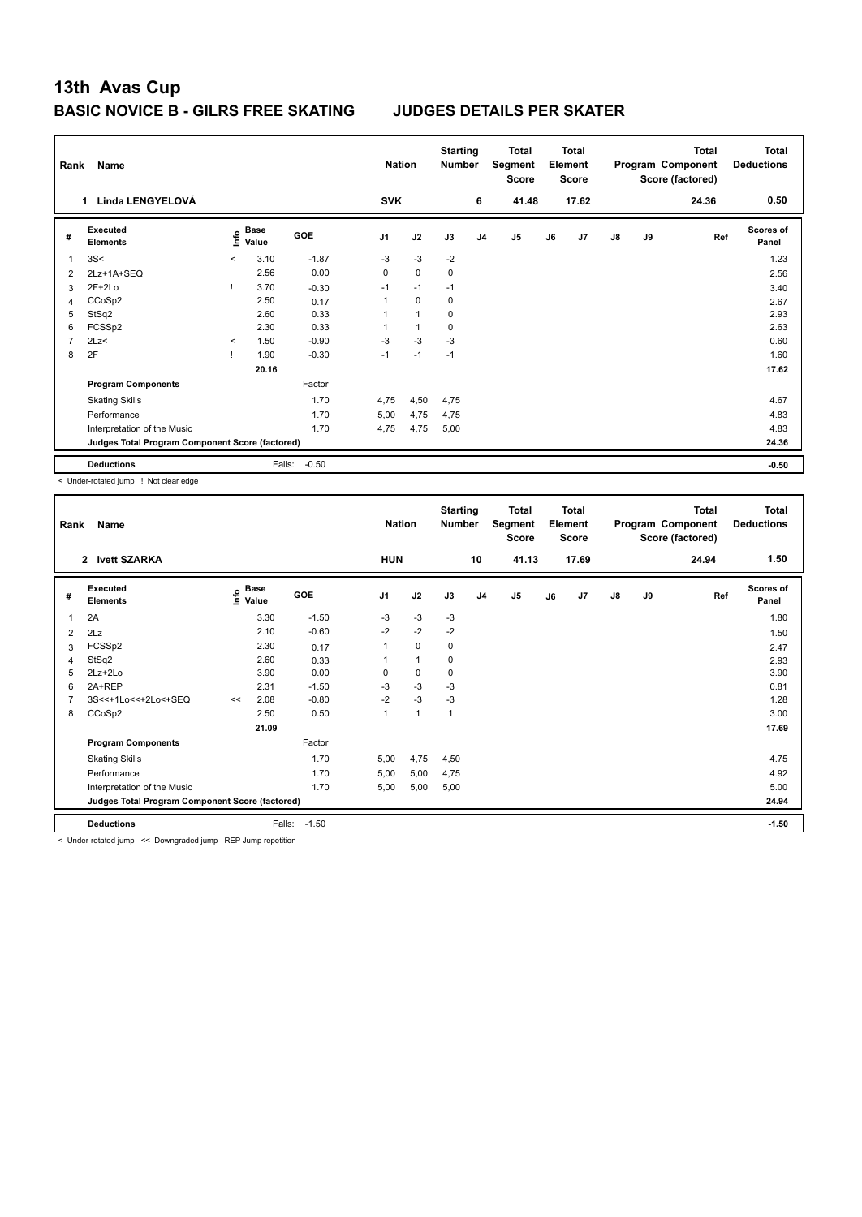# 13th Avas Cup

## BASIC NOVICE B - GILRS FREE SKATING JUDGES DETAILS PER SKATER

| Rank | Name | Nation | Starting Number | Total Segment Score | Total Element Score | Total Program Component Score (factored) | Total Deductions |
|---|---|---|---|---|---|---|---|
| 1 | Linda LENGYELOVÁ | SVK | 6 | 41.48 | 17.62 | 24.36 | 0.50 |

| # | Executed Elements | Info | Base Value | GOE | J1 | J2 | J3 | J4 | J5 | J6 | J7 | J8 | J9 | Ref | Scores of Panel |
|---|---|---|---|---|---|---|---|---|---|---|---|---|---|---|---|
| 1 | 3S< | < | 3.10 | -1.87 | -3 | -3 | -2 | | | | | | | | 1.23 |
| 2 | 2Lz+1A+SEQ | | 2.56 | 0.00 | 0 | 0 | 0 | | | | | | | | 2.56 |
| 3 | 2F+2Lo | ! | 3.70 | -0.30 | -1 | -1 | -1 | | | | | | | | 3.40 |
| 4 | CCoSp2 | | 2.50 | 0.17 | 1 | 0 | 0 | | | | | | | | 2.67 |
| 5 | StSq2 | | 2.60 | 0.33 | 1 | 1 | 0 | | | | | | | | 2.93 |
| 6 | FCSSp2 | | 2.30 | 0.33 | 1 | 1 | 0 | | | | | | | | 2.63 |
| 7 | 2Lz< | < | 1.50 | -0.90 | -3 | -3 | -3 | | | | | | | | 0.60 |
| 8 | 2F | ! | 1.90 | -0.30 | -1 | -1 | -1 | | | | | | | | 1.60 |
| | | | 20.16 | | | | | | | | | | | | 17.62 |
| | **Program Components** | | | Factor | | | | | | | | | | | |
| | Skating Skills | | | 1.70 | 4,75 | 4,50 | 4,75 | | | | | | | | 4.67 |
| | Performance | | | 1.70 | 5,00 | 4,75 | 4,75 | | | | | | | | 4.83 |
| | Interpretation of the Music | | | 1.70 | 4,75 | 4,75 | 5,00 | | | | | | | | 4.83 |
| | **Judges Total Program Component Score (factored)** | | | | | | | | | | | | | | 24.36 |
| | **Deductions** | | Falls: | -0.50 | | | | | | | | | | | -0.50 |

< Under-rotated jump ! Not clear edge

| Rank | Name | Nation | Starting Number | Total Segment Score | Total Element Score | Total Program Component Score (factored) | Total Deductions |
|---|---|---|---|---|---|---|---|
| 2 | Ivett SZARKA | HUN | 10 | 41.13 | 17.69 | 24.94 | 1.50 |

| # | Executed Elements | Info | Base Value | GOE | J1 | J2 | J3 | J4 | J5 | J6 | J7 | J8 | J9 | Ref | Scores of Panel |
|---|---|---|---|---|---|---|---|---|---|---|---|---|---|---|---|
| 1 | 2A | | 3.30 | -1.50 | -3 | -3 | -3 | | | | | | | | 1.80 |
| 2 | 2Lz | | 2.10 | -0.60 | -2 | -2 | -2 | | | | | | | | 1.50 |
| 3 | FCSSp2 | | 2.30 | 0.17 | 1 | 0 | 0 | | | | | | | | 2.47 |
| 4 | StSq2 | | 2.60 | 0.33 | 1 | 1 | 0 | | | | | | | | 2.93 |
| 5 | 2Lz+2Lo | | 3.90 | 0.00 | 0 | 0 | 0 | | | | | | | | 3.90 |
| 6 | 2A+REP | | 2.31 | -1.50 | -3 | -3 | -3 | | | | | | | | 0.81 |
| 7 | 3S<<+1Lo<<+2Lo<+SEQ | << | 2.08 | -0.80 | -2 | -3 | -3 | | | | | | | | 1.28 |
| 8 | CCoSp2 | | 2.50 | 0.50 | 1 | 1 | 1 | | | | | | | | 3.00 |
| | | | 21.09 | | | | | | | | | | | | 17.69 |
| | **Program Components** | | | Factor | | | | | | | | | | | |
| | Skating Skills | | | 1.70 | 5,00 | 4,75 | 4,50 | | | | | | | | 4.75 |
| | Performance | | | 1.70 | 5,00 | 5,00 | 4,75 | | | | | | | | 4.92 |
| | Interpretation of the Music | | | 1.70 | 5,00 | 5,00 | 5,00 | | | | | | | | 5.00 |
| | **Judges Total Program Component Score (factored)** | | | | | | | | | | | | | | 24.94 |
| | **Deductions** | | Falls: | -1.50 | | | | | | | | | | | -1.50 |

< Under-rotated jump << Downgraded jump REP Jump repetition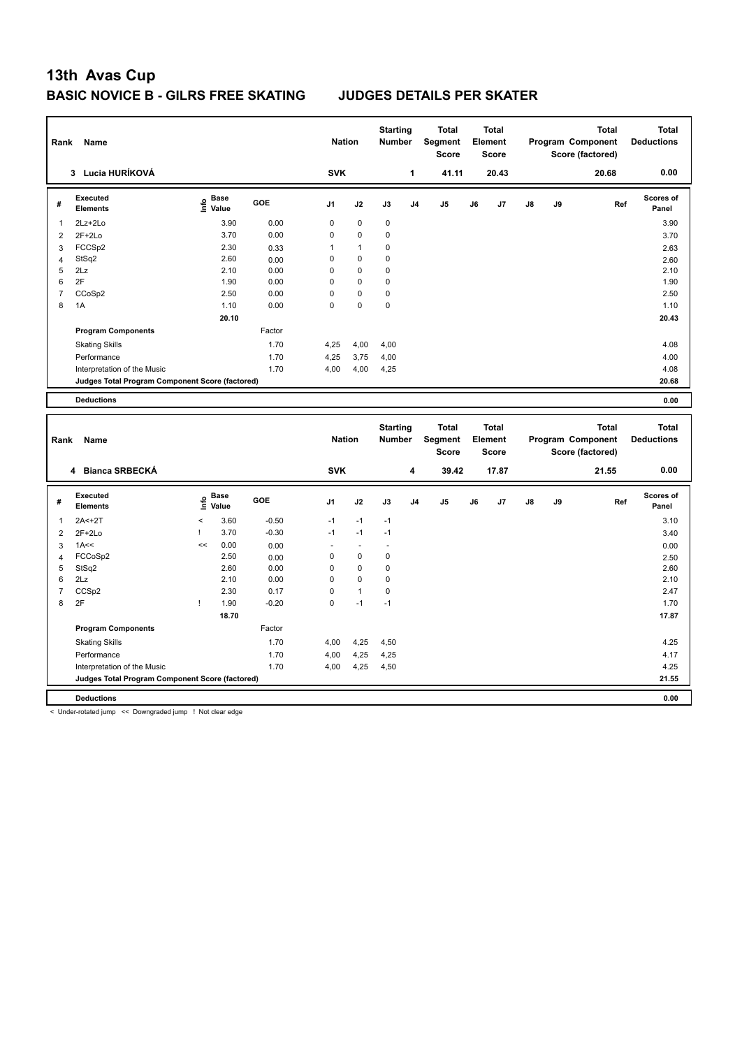# 13th Avas Cup

## BASIC NOVICE B - GILRS FREE SKATING JUDGES DETAILS PER SKATER

| Rank | Name | Nation | Starting Number | Total Segment Score | Total Element Score | Total Program Component Score (factored) | Total Deductions |
|---|---|---|---|---|---|---|---|
| 3 | Lucia HURÍKOVÁ | SVK | 1 | 41.11 | 20.43 | 20.68 | 0.00 |

| # | Executed Elements | Info | Base Value | GOE | J1 | J2 | J3 | J4 | J5 | J6 | J7 | J8 | J9 | Ref | Scores of Panel |
|---|---|---|---|---|---|---|---|---|---|---|---|---|---|---|---|
| 1 | 2Lz+2Lo | | 3.90 | 0.00 | 0 | 0 | 0 | | | | | | | | 3.90 |
| 2 | 2F+2Lo | | 3.70 | 0.00 | 0 | 0 | 0 | | | | | | | | 3.70 |
| 3 | FCCSp2 | | 2.30 | 0.33 | 1 | 1 | 0 | | | | | | | | 2.63 |
| 4 | StSq2 | | 2.60 | 0.00 | 0 | 0 | 0 | | | | | | | | 2.60 |
| 5 | 2Lz | | 2.10 | 0.00 | 0 | 0 | 0 | | | | | | | | 2.10 |
| 6 | 2F | | 1.90 | 0.00 | 0 | 0 | 0 | | | | | | | | 1.90 |
| 7 | CCoSp2 | | 2.50 | 0.00 | 0 | 0 | 0 | | | | | | | | 2.50 |
| 8 | 1A | | 1.10 | 0.00 | 0 | 0 | 0 | | | | | | | | 1.10 |
| | | | 20.10 | | | | | | | | | | | | 20.43 |
| | **Program Components** | | | Factor | | | | | | | | | | | |
| | Skating Skills | | | 1.70 | 4,25 | 4,00 | 4,00 | | | | | | | | 4.08 |
| | Performance | | | 1.70 | 4,25 | 3,75 | 4,00 | | | | | | | | 4.00 |
| | Interpretation of the Music | | | 1.70 | 4,00 | 4,00 | 4,25 | | | | | | | | 4.08 |
| | **Judges Total Program Component Score (factored)** | | | | | | | | | | | | | | 20.68 |
| | **Deductions** | | | | | | | | | | | | | | 0.00 |

| Rank | Name | Nation | Starting Number | Total Segment Score | Total Element Score | Total Program Component Score (factored) | Total Deductions |
|---|---|---|---|---|---|---|---|
| 4 | Bianca SRBECKÁ | SVK | 4 | 39.42 | 17.87 | 21.55 | 0.00 |

| # | Executed Elements | Info | Base Value | GOE | J1 | J2 | J3 | J4 | J5 | J6 | J7 | J8 | J9 | Ref | Scores of Panel |
|---|---|---|---|---|---|---|---|---|---|---|---|---|---|---|---|
| 1 | 2A<+2T | < | 3.60 | -0.50 | -1 | -1 | -1 | | | | | | | | 3.10 |
| 2 | 2F+2Lo | ! | 3.70 | -0.30 | -1 | -1 | -1 | | | | | | | | 3.40 |
| 3 | 1A<< | << | 0.00 | 0.00 | - | - | - | | | | | | | | 0.00 |
| 4 | FCCoSp2 | | 2.50 | 0.00 | 0 | 0 | 0 | | | | | | | | 2.50 |
| 5 | StSq2 | | 2.60 | 0.00 | 0 | 0 | 0 | | | | | | | | 2.60 |
| 6 | 2Lz | | 2.10 | 0.00 | 0 | 0 | 0 | | | | | | | | 2.10 |
| 7 | CCSp2 | | 2.30 | 0.17 | 0 | 1 | 0 | | | | | | | | 2.47 |
| 8 | 2F | ! | 1.90 | -0.20 | 0 | -1 | -1 | | | | | | | | 1.70 |
| | | | 18.70 | | | | | | | | | | | | 17.87 |
| | **Program Components** | | | Factor | | | | | | | | | | | |
| | Skating Skills | | | 1.70 | 4,00 | 4,25 | 4,50 | | | | | | | | 4.25 |
| | Performance | | | 1.70 | 4,00 | 4,25 | 4,25 | | | | | | | | 4.17 |
| | Interpretation of the Music | | | 1.70 | 4,00 | 4,25 | 4,50 | | | | | | | | 4.25 |
| | **Judges Total Program Component Score (factored)** | | | | | | | | | | | | | | 21.55 |
| | **Deductions** | | | | | | | | | | | | | | 0.00 |

< Under-rotated jump << Downgraded jump ! Not clear edge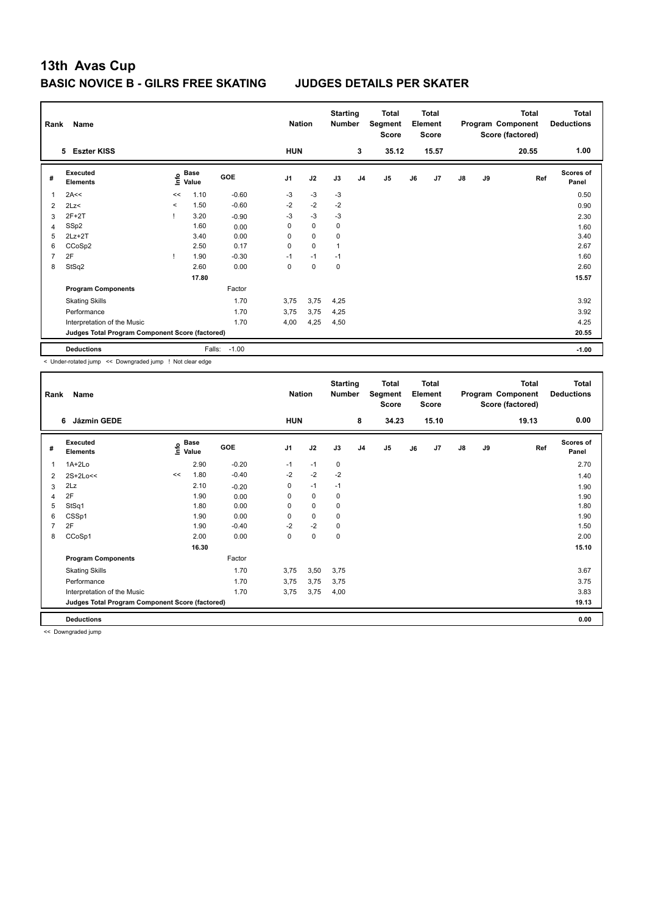# 13th Avas Cup

## BASIC NOVICE B - GILRS FREE SKATING JUDGES DETAILS PER SKATER

| Rank | Name | Nation | Starting Number | Total Segment Score | Total Element Score | Total Program Component Score (factored) | Total Deductions |
|---|---|---|---|---|---|---|---|
| 5 | Eszter KISS | HUN | 3 | 35.12 | 15.57 | 20.55 | 1.00 |

| # | Executed Elements | Info | Base Value | GOE | J1 | J2 | J3 | J4 | J5 | J6 | J7 | J8 | J9 | Ref | Scores of Panel |
|---|---|---|---|---|---|---|---|---|---|---|---|---|---|---|---|
| 1 | 2A<< | << | 1.10 | -0.60 | -3 | -3 | -3 | | | | | | | | 0.50 |
| 2 | 2Lz< | < | 1.50 | -0.60 | -2 | -2 | -2 | | | | | | | | 0.90 |
| 3 | 2F+2T | ! | 3.20 | -0.90 | -3 | -3 | -3 | | | | | | | | 2.30 |
| 4 | SSp2 | | 1.60 | 0.00 | 0 | 0 | 0 | | | | | | | | 1.60 |
| 5 | 2Lz+2T | | 3.40 | 0.00 | 0 | 0 | 0 | | | | | | | | 3.40 |
| 6 | CCoSp2 | | 2.50 | 0.17 | 0 | 0 | 1 | | | | | | | | 2.67 |
| 7 | 2F | ! | 1.90 | -0.30 | -1 | -1 | -1 | | | | | | | | 1.60 |
| 8 | StSq2 | | 2.60 | 0.00 | 0 | 0 | 0 | | | | | | | | 2.60 |
| | | | 17.80 | | | | | | | | | | | | 15.57 |
| | **Program Components** | | | Factor | | | | | | | | | | | |
| | Skating Skills | | | 1.70 | 3,75 | 3,75 | 4,25 | | | | | | | | 3.92 |
| | Performance | | | 1.70 | 3,75 | 3,75 | 4,25 | | | | | | | | 3.92 |
| | Interpretation of the Music | | | 1.70 | 4,00 | 4,25 | 4,50 | | | | | | | | 4.25 |
| | **Judges Total Program Component Score (factored)** | | | | | | | | | | | | | | 20.55 |
| | **Deductions** | | Falls: | -1.00 | | | | | | | | | | | -1.00 |

< Under-rotated jump << Downgraded jump ! Not clear edge

| Rank | Name | Nation | Starting Number | Total Segment Score | Total Element Score | Total Program Component Score (factored) | Total Deductions |
|---|---|---|---|---|---|---|---|
| 6 | Jázmin GEDE | HUN | 8 | 34.23 | 15.10 | 19.13 | 0.00 |

| # | Executed Elements | Info | Base Value | GOE | J1 | J2 | J3 | J4 | J5 | J6 | J7 | J8 | J9 | Ref | Scores of Panel |
|---|---|---|---|---|---|---|---|---|---|---|---|---|---|---|---|
| 1 | 1A+2Lo | | 2.90 | -0.20 | -1 | -1 | 0 | | | | | | | | 2.70 |
| 2 | 2S+2Lo<< | << | 1.80 | -0.40 | -2 | -2 | -2 | | | | | | | | 1.40 |
| 3 | 2Lz | | 2.10 | -0.20 | 0 | -1 | -1 | | | | | | | | 1.90 |
| 4 | 2F | | 1.90 | 0.00 | 0 | 0 | 0 | | | | | | | | 1.90 |
| 5 | StSq1 | | 1.80 | 0.00 | 0 | 0 | 0 | | | | | | | | 1.80 |
| 6 | CSSp1 | | 1.90 | 0.00 | 0 | 0 | 0 | | | | | | | | 1.90 |
| 7 | 2F | | 1.90 | -0.40 | -2 | -2 | 0 | | | | | | | | 1.50 |
| 8 | CCoSp1 | | 2.00 | 0.00 | 0 | 0 | 0 | | | | | | | | 2.00 |
| | | | 16.30 | | | | | | | | | | | | 15.10 |
| | **Program Components** | | | Factor | | | | | | | | | | | |
| | Skating Skills | | | 1.70 | 3,75 | 3,50 | 3,75 | | | | | | | | 3.67 |
| | Performance | | | 1.70 | 3,75 | 3,75 | 3,75 | | | | | | | | 3.75 |
| | Interpretation of the Music | | | 1.70 | 3,75 | 3,75 | 4,00 | | | | | | | | 3.83 |
| | **Judges Total Program Component Score (factored)** | | | | | | | | | | | | | | 19.13 |
| | **Deductions** | | | | | | | | | | | | | | 0.00 |

<< Downgraded jump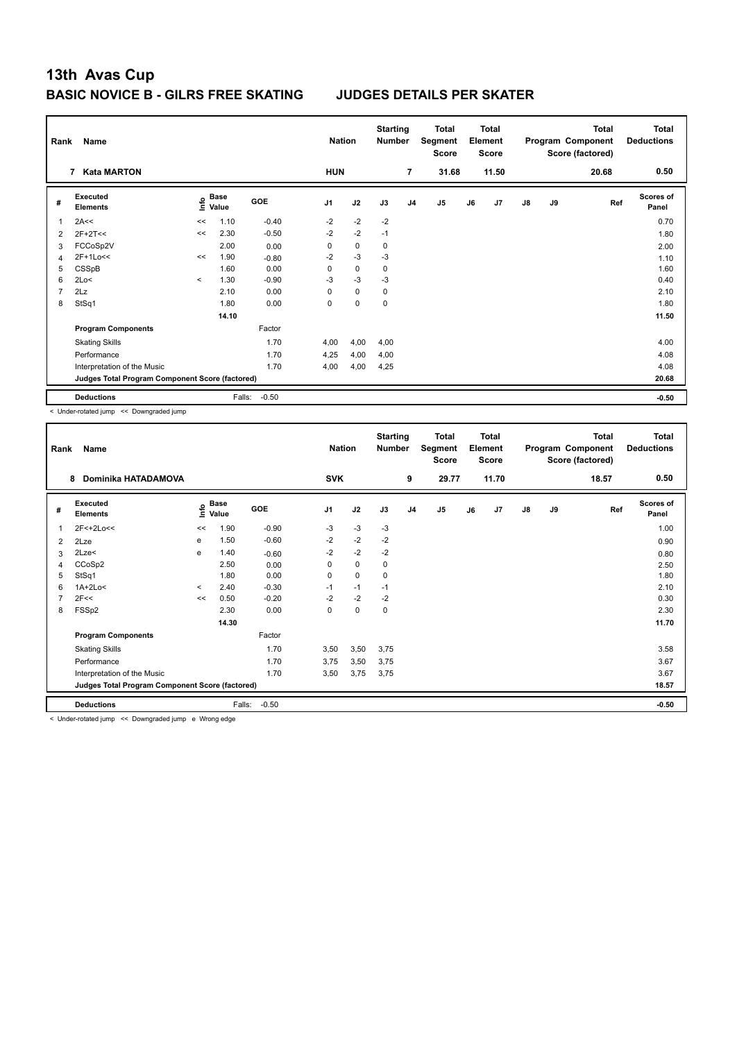# 13th Avas Cup

## BASIC NOVICE B - GILRS FREE SKATING JUDGES DETAILS PER SKATER

| Rank | Name | Nation | Starting Number | Total Segment Score | Total Element Score | Total Program Component Score (factored) | Total Deductions |
|---|---|---|---|---|---|---|---|
| 7 | Kata MARTON | HUN | 7 | 31.68 | 11.50 | 20.68 | 0.50 |

| # | Executed Elements | Info | Base Value | GOE | J1 | J2 | J3 | J4 | J5 | J6 | J7 | J8 | J9 | Ref | Scores of Panel |
|---|---|---|---|---|---|---|---|---|---|---|---|---|---|---|---|
| 1 | 2A<< | << | 1.10 | -0.40 | -2 | -2 | -2 | | | | | | | | 0.70 |
| 2 | 2F+2T<< | << | 2.30 | -0.50 | -2 | -2 | -1 | | | | | | | | 1.80 |
| 3 | FCCoSp2V | | 2.00 | 0.00 | 0 | 0 | 0 | | | | | | | | 2.00 |
| 4 | 2F+1Lo<< | << | 1.90 | -0.80 | -2 | -3 | -3 | | | | | | | | 1.10 |
| 5 | CSSpB | | 1.60 | 0.00 | 0 | 0 | 0 | | | | | | | | 1.60 |
| 6 | 2Lo< | < | 1.30 | -0.90 | -3 | -3 | -3 | | | | | | | | 0.40 |
| 7 | 2Lz | | 2.10 | 0.00 | 0 | 0 | 0 | | | | | | | | 2.10 |
| 8 | StSq1 | | 1.80 | 0.00 | 0 | 0 | 0 | | | | | | | | 1.80 |
| | | | 14.10 | | | | | | | | | | | | 11.50 |
| | **Program Components** | | | Factor | | | | | | | | | | | |
| | Skating Skills | | | 1.70 | 4,00 | 4,00 | 4,00 | | | | | | | | 4.00 |
| | Performance | | | 1.70 | 4,25 | 4,00 | 4,00 | | | | | | | | 4.08 |
| | Interpretation of the Music | | | 1.70 | 4,00 | 4,00 | 4,25 | | | | | | | | 4.08 |
| | **Judges Total Program Component Score (factored)** | | | | | | | | | | | | | | 20.68 |
| | **Deductions** | | | Falls: -0.50 | | | | | | | | | | | -0.50 |

< Under-rotated jump << Downgraded jump

| Rank | Name | Nation | Starting Number | Total Segment Score | Total Element Score | Total Program Component Score (factored) | Total Deductions |
|---|---|---|---|---|---|---|---|
| 8 | Dominika HATADAMOVA | SVK | 9 | 29.77 | 11.70 | 18.57 | 0.50 |

| # | Executed Elements | Info | Base Value | GOE | J1 | J2 | J3 | J4 | J5 | J6 | J7 | J8 | J9 | Ref | Scores of Panel |
|---|---|---|---|---|---|---|---|---|---|---|---|---|---|---|---|
| 1 | 2F<+2Lo<< | << | 1.90 | -0.90 | -3 | -3 | -3 | | | | | | | | 1.00 |
| 2 | 2Lze | e | 1.50 | -0.60 | -2 | -2 | -2 | | | | | | | | 0.90 |
| 3 | 2Lze< | e | 1.40 | -0.60 | -2 | -2 | -2 | | | | | | | | 0.80 |
| 4 | CCoSp2 | | 2.50 | 0.00 | 0 | 0 | 0 | | | | | | | | 2.50 |
| 5 | StSq1 | | 1.80 | 0.00 | 0 | 0 | 0 | | | | | | | | 1.80 |
| 6 | 1A+2Lo< | < | 2.40 | -0.30 | -1 | -1 | -1 | | | | | | | | 2.10 |
| 7 | 2F<< | << | 0.50 | -0.20 | -2 | -2 | -2 | | | | | | | | 0.30 |
| 8 | FSSp2 | | 2.30 | 0.00 | 0 | 0 | 0 | | | | | | | | 2.30 |
| | | | 14.30 | | | | | | | | | | | | 11.70 |
| | **Program Components** | | | Factor | | | | | | | | | | | |
| | Skating Skills | | | 1.70 | 3,50 | 3,50 | 3,75 | | | | | | | | 3.58 |
| | Performance | | | 1.70 | 3,75 | 3,50 | 3,75 | | | | | | | | 3.67 |
| | Interpretation of the Music | | | 1.70 | 3,50 | 3,75 | 3,75 | | | | | | | | 3.67 |
| | **Judges Total Program Component Score (factored)** | | | | | | | | | | | | | | 18.57 |
| | **Deductions** | | | Falls: -0.50 | | | | | | | | | | | -0.50 |

< Under-rotated jump << Downgraded jump e Wrong edge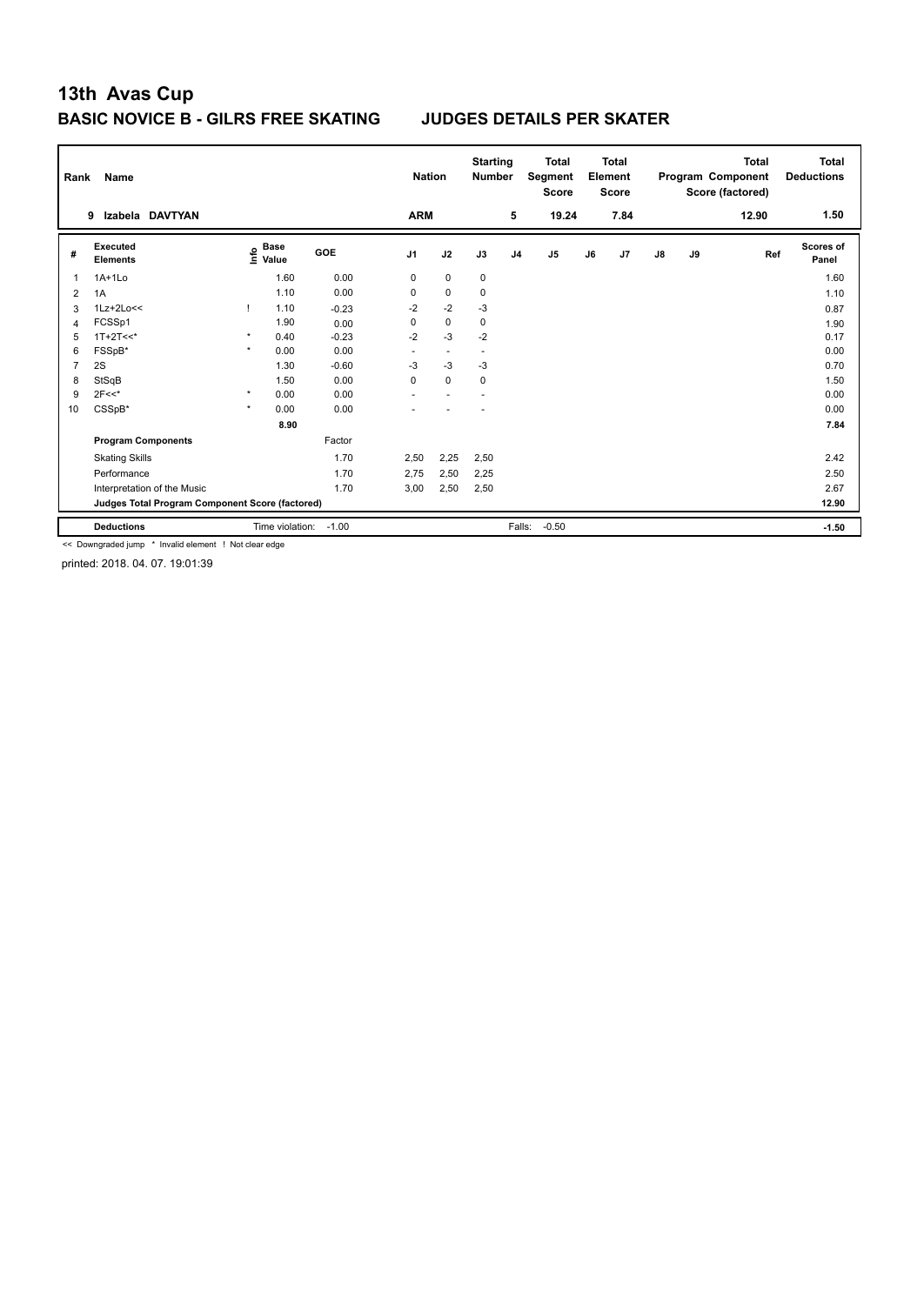# 13th Avas Cup

## BASIC NOVICE B - GILRS FREE SKATING JUDGES DETAILS PER SKATER

| Rank | Name | Nation | Starting Number | Total Segment Score | Total Element Score | Total Program Component Score (factored) | Total Deductions |
|---|---|---|---|---|---|---|---|
| 9 | Izabela DAVTYAN | ARM | 5 | 19.24 | 7.84 | 12.90 | 1.50 |

| # | Executed Elements | Info | Base Value | GOE | J1 | J2 | J3 | J4 | J5 | J6 | J7 | J8 | J9 | Ref | Scores of Panel |
|---|---|---|---|---|---|---|---|---|---|---|---|---|---|---|---|
| 1 | 1A+1Lo | | 1.60 | 0.00 | 0 | 0 | 0 | | | | | | | | 1.60 |
| 2 | 1A | | 1.10 | 0.00 | 0 | 0 | 0 | | | | | | | | 1.10 |
| 3 | 1Lz+2Lo<< | ! | 1.10 | -0.23 | -2 | -2 | -3 | | | | | | | | 0.87 |
| 4 | FCSSp1 | | 1.90 | 0.00 | 0 | 0 | 0 | | | | | | | | 1.90 |
| 5 | 1T+2T<<* | * | 0.40 | -0.23 | -2 | -3 | -2 | | | | | | | | 0.17 |
| 6 | FSSpB* | * | 0.00 | 0.00 | - | - | - | | | | | | | | 0.00 |
| 7 | 2S | | 1.30 | -0.60 | -3 | -3 | -3 | | | | | | | | 0.70 |
| 8 | StSqB | | 1.50 | 0.00 | 0 | 0 | 0 | | | | | | | | 1.50 |
| 9 | 2F<<* | * | 0.00 | 0.00 | - | - | - | | | | | | | | 0.00 |
| 10 | CSSpB* | * | 0.00 | 0.00 | - | - | - | | | | | | | | 0.00 |
| | | | 8.90 | | | | | | | | | | | | 7.84 |
| | **Program Components** | | | Factor | | | | | | | | | | | |
| | Skating Skills | | | 1.70 | 2,50 | 2,25 | 2,50 | | | | | | | | 2.42 |
| | Performance | | | 1.70 | 2,75 | 2,50 | 2,25 | | | | | | | | 2.50 |
| | Interpretation of the Music | | | 1.70 | 3,00 | 2,50 | 2,50 | | | | | | | | 2.67 |
| | **Judges Total Program Component Score (factored)** | | | | | | | | | | | | | | 12.90 |
| | **Deductions** | | Time violation: | -1.00 | | | | Falls: | -0.50 | | | | | | -1.50 |

<< Downgraded jump * Invalid element ! Not clear edge

printed: 2018. 04. 07. 19:01:39